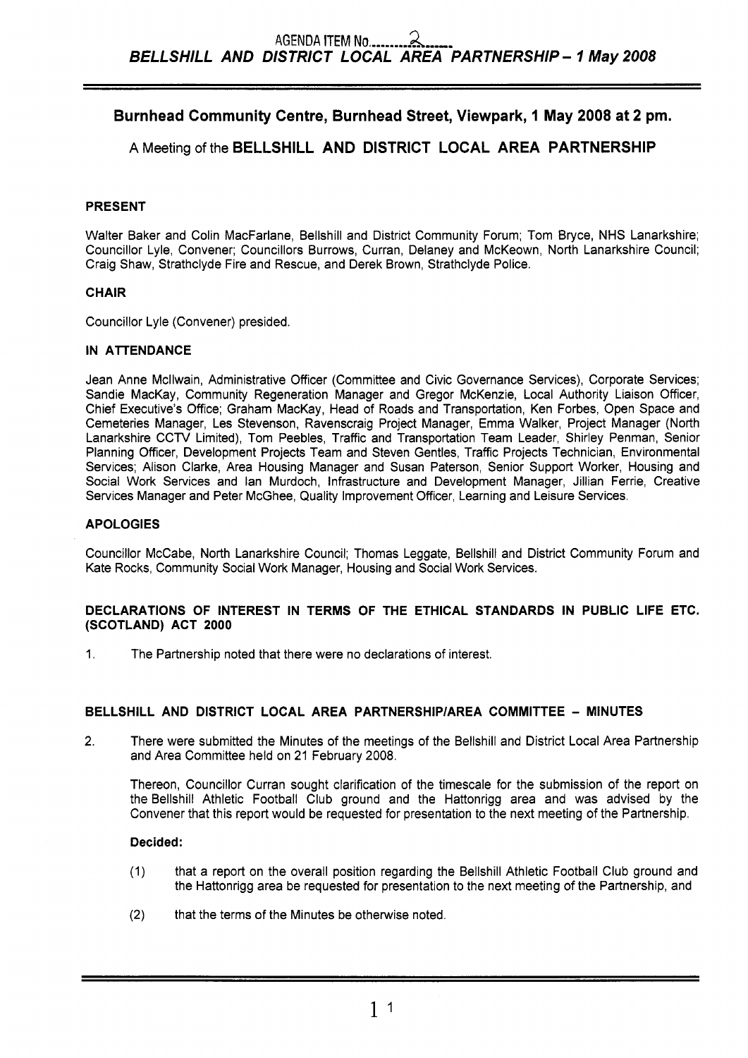AGENDA ITEM No. 2

***BELLSHILL AND DISTRICT LOCAL AREA PARTNERSHIP – 1 May 2008***

## Burnhead Community Centre, Burnhead Street, Viewpark, 1 May 2008 at 2 pm.

### A Meeting of the BELLSHILL AND DISTRICT LOCAL AREA PARTNERSHIP

**PRESENT**

Walter Baker and Colin MacFarlane, Bellshill and District Community Forum; Tom Bryce, NHS Lanarkshire; Councillor Lyle, Convener; Councillors Burrows, Curran, Delaney and McKeown, North Lanarkshire Council; Craig Shaw, Strathclyde Fire and Rescue, and Derek Brown, Strathclyde Police.

**CHAIR**

Councillor Lyle (Convener) presided.

**IN ATTENDANCE**

Jean Anne McIlwain, Administrative Officer (Committee and Civic Governance Services), Corporate Services; Sandie MacKay, Community Regeneration Manager and Gregor McKenzie, Local Authority Liaison Officer, Chief Executive's Office; Graham MacKay, Head of Roads and Transportation, Ken Forbes, Open Space and Cemeteries Manager, Les Stevenson, Ravenscraig Project Manager, Emma Walker, Project Manager (North Lanarkshire CCTV Limited), Tom Peebles, Traffic and Transportation Team Leader, Shirley Penman, Senior Planning Officer, Development Projects Team and Steven Gentles, Traffic Projects Technician, Environmental Services; Alison Clarke, Area Housing Manager and Susan Paterson, Senior Support Worker, Housing and Social Work Services and Ian Murdoch, Infrastructure and Development Manager, Jillian Ferrie, Creative Services Manager and Peter McGhee, Quality Improvement Officer, Learning and Leisure Services.

**APOLOGIES**

Councillor McCabe, North Lanarkshire Council; Thomas Leggate, Bellshill and District Community Forum and Kate Rocks, Community Social Work Manager, Housing and Social Work Services.

**DECLARATIONS OF INTEREST IN TERMS OF THE ETHICAL STANDARDS IN PUBLIC LIFE ETC. (SCOTLAND) ACT 2000**

1. The Partnership noted that there were no declarations of interest.

**BELLSHILL AND DISTRICT LOCAL AREA PARTNERSHIP/AREA COMMITTEE – MINUTES**

2. There were submitted the Minutes of the meetings of the Bellshill and District Local Area Partnership and Area Committee held on 21 February 2008.

   Thereon, Councillor Curran sought clarification of the timescale for the submission of the report on the Bellshill Athletic Football Club ground and the Hattonrigg area and was advised by the Convener that this report would be requested for presentation to the next meeting of the Partnership.

   **Decided:**

   (1) that a report on the overall position regarding the Bellshill Athletic Football Club ground and the Hattonrigg area be requested for presentation to the next meeting of the Partnership, and

   (2) that the terms of the Minutes be otherwise noted.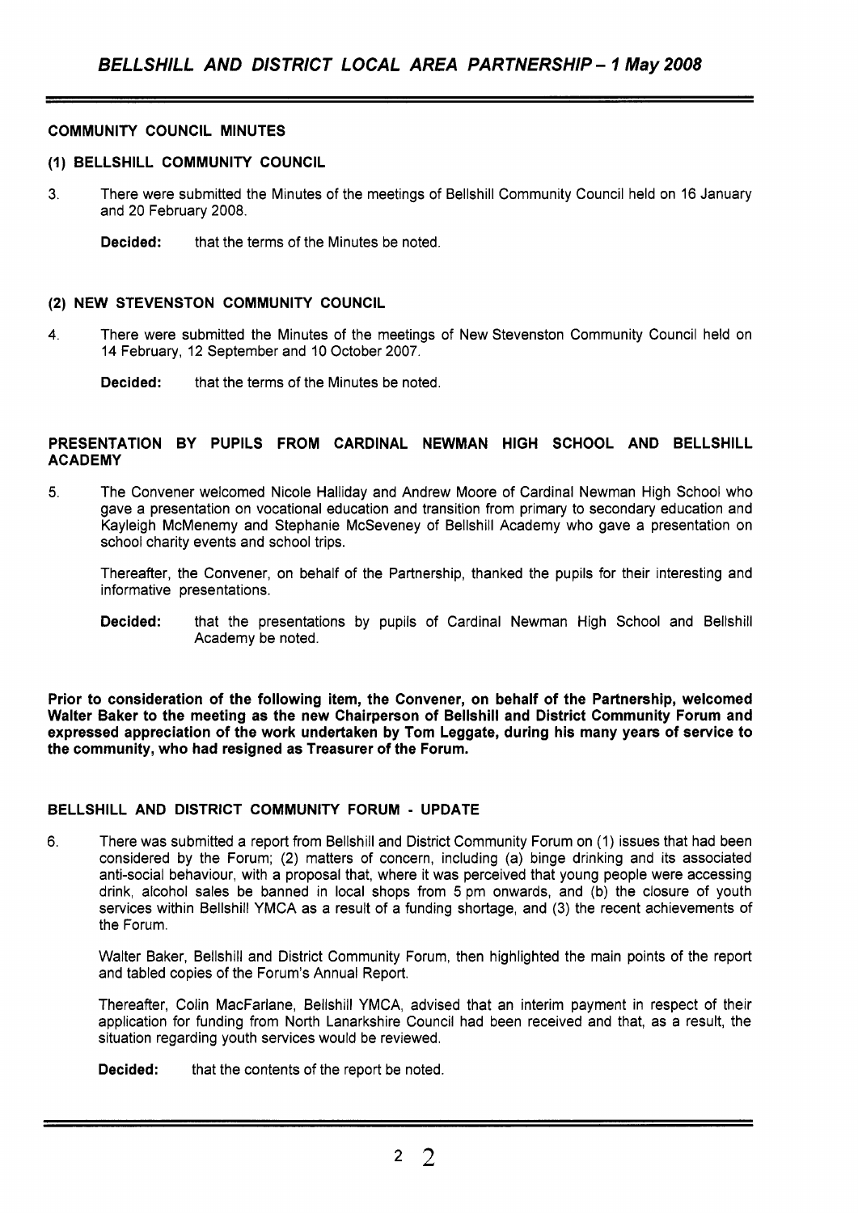## COMMUNITY COUNCIL MINUTES

### (1) BELLSHILL COMMUNITY COUNCIL

3. There were submitted the Minutes of the meetings of Bellshill Community Council held on 16 January and 20 February 2008.

   **Decided:** that the terms of the Minutes be noted.

### (2) NEW STEVENSTON COMMUNITY COUNCIL

4. There were submitted the Minutes of the meetings of New Stevenston Community Council held on 14 February, 12 September and 10 October 2007.

   **Decided:** that the terms of the Minutes be noted.

## PRESENTATION BY PUPILS FROM CARDINAL NEWMAN HIGH SCHOOL AND BELLSHILL ACADEMY

5. The Convener welcomed Nicole Halliday and Andrew Moore of Cardinal Newman High School who gave a presentation on vocational education and transition from primary to secondary education and Kayleigh McMenemy and Stephanie McSeveney of Bellshill Academy who gave a presentation on school charity events and school trips.

   Thereafter, the Convener, on behalf of the Partnership, thanked the pupils for their interesting and informative presentations.

   **Decided:** that the presentations by pupils of Cardinal Newman High School and Bellshill Academy be noted.

**Prior to consideration of the following item, the Convener, on behalf of the Partnership, welcomed Walter Baker to the meeting as the new Chairperson of Bellshill and District Community Forum and expressed appreciation of the work undertaken by Tom Leggate, during his many years of service to the community, who had resigned as Treasurer of the Forum.**

## BELLSHILL AND DISTRICT COMMUNITY FORUM - UPDATE

6. There was submitted a report from Bellshill and District Community Forum on (1) issues that had been considered by the Forum; (2) matters of concern, including (a) binge drinking and its associated anti-social behaviour, with a proposal that, where it was perceived that young people were accessing drink, alcohol sales be banned in local shops from 5 pm onwards, and (b) the closure of youth services within Bellshill YMCA as a result of a funding shortage, and (3) the recent achievements of the Forum.

   Walter Baker, Bellshill and District Community Forum, then highlighted the main points of the report and tabled copies of the Forum's Annual Report.

   Thereafter, Colin MacFarlane, Bellshill YMCA, advised that an interim payment in respect of their application for funding from North Lanarkshire Council had been received and that, as a result, the situation regarding youth services would be reviewed.

   **Decided:** that the contents of the report be noted.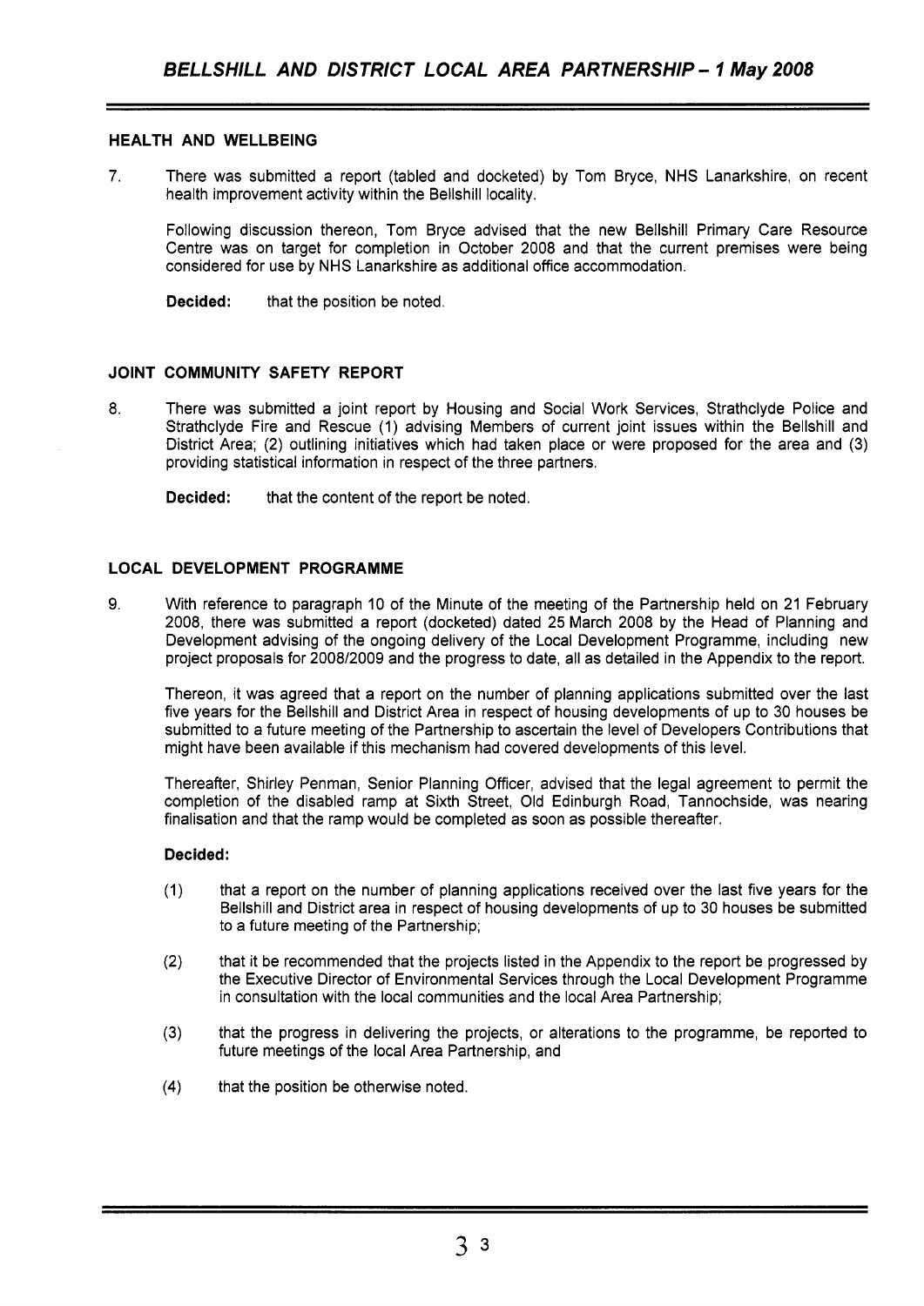## HEALTH AND WELLBEING

7. There was submitted a report (tabled and docketed) by Tom Bryce, NHS Lanarkshire, on recent health improvement activity within the Bellshill locality.

   Following discussion thereon, Tom Bryce advised that the new Bellshill Primary Care Resource Centre was on target for completion in October 2008 and that the current premises were being considered for use by NHS Lanarkshire as additional office accommodation.

   **Decided:** that the position be noted.

## JOINT COMMUNITY SAFETY REPORT

8. There was submitted a joint report by Housing and Social Work Services, Strathclyde Police and Strathclyde Fire and Rescue (1) advising Members of current joint issues within the Bellshill and District Area; (2) outlining initiatives which had taken place or were proposed for the area and (3) providing statistical information in respect of the three partners.

   **Decided:** that the content of the report be noted.

## LOCAL DEVELOPMENT PROGRAMME

9. With reference to paragraph 10 of the Minute of the meeting of the Partnership held on 21 February 2008, there was submitted a report (docketed) dated 25 March 2008 by the Head of Planning and Development advising of the ongoing delivery of the Local Development Programme, including new project proposals for 2008/2009 and the progress to date, all as detailed in the Appendix to the report.

   Thereon, it was agreed that a report on the number of planning applications submitted over the last five years for the Bellshill and District Area in respect of housing developments of up to 30 houses be submitted to a future meeting of the Partnership to ascertain the level of Developers Contributions that might have been available if this mechanism had covered developments of this level.

   Thereafter, Shirley Penman, Senior Planning Officer, advised that the legal agreement to permit the completion of the disabled ramp at Sixth Street, Old Edinburgh Road, Tannochside, was nearing finalisation and that the ramp would be completed as soon as possible thereafter.

   **Decided:**

   (1) that a report on the number of planning applications received over the last five years for the Bellshill and District area in respect of housing developments of up to 30 houses be submitted to a future meeting of the Partnership;

   (2) that it be recommended that the projects listed in the Appendix to the report be progressed by the Executive Director of Environmental Services through the Local Development Programme in consultation with the local communities and the local Area Partnership;

   (3) that the progress in delivering the projects, or alterations to the programme, be reported to future meetings of the local Area Partnership, and

   (4) that the position be otherwise noted.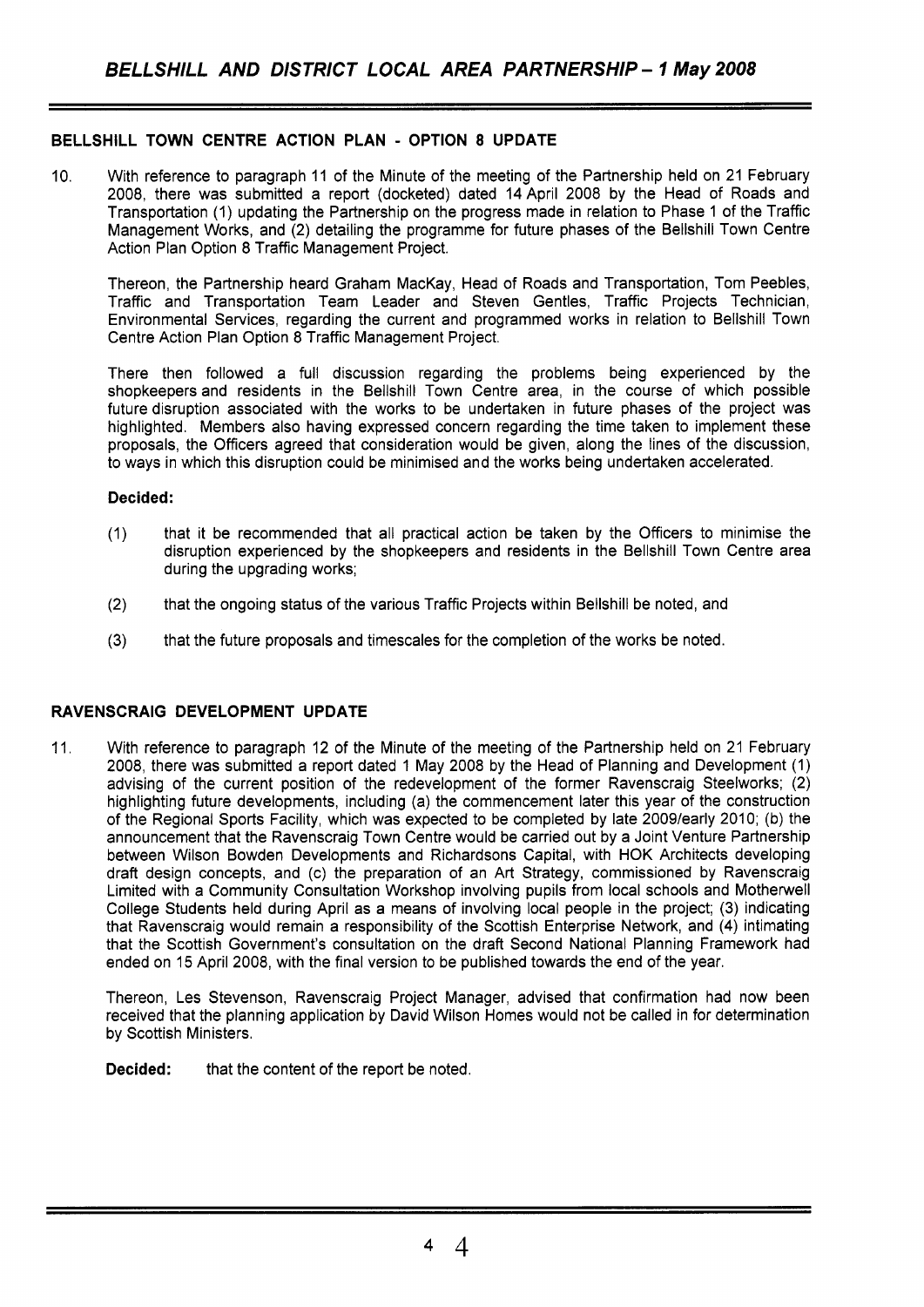## BELLSHILL TOWN CENTRE ACTION PLAN - OPTION 8 UPDATE

10. With reference to paragraph 11 of the Minute of the meeting of the Partnership held on 21 February 2008, there was submitted a report (docketed) dated 14 April 2008 by the Head of Roads and Transportation (1) updating the Partnership on the progress made in relation to Phase 1 of the Traffic Management Works, and (2) detailing the programme for future phases of the Bellshill Town Centre Action Plan Option 8 Traffic Management Project.

Thereon, the Partnership heard Graham MacKay, Head of Roads and Transportation, Tom Peebles, Traffic and Transportation Team Leader and Steven Gentles, Traffic Projects Technician, Environmental Services, regarding the current and programmed works in relation to Bellshill Town Centre Action Plan Option 8 Traffic Management Project.

There then followed a full discussion regarding the problems being experienced by the shopkeepers and residents in the Bellshill Town Centre area, in the course of which possible future disruption associated with the works to be undertaken in future phases of the project was highlighted. Members also having expressed concern regarding the time taken to implement these proposals, the Officers agreed that consideration would be given, along the lines of the discussion, to ways in which this disruption could be minimised and the works being undertaken accelerated.

**Decided:**

(1) that it be recommended that all practical action be taken by the Officers to minimise the disruption experienced by the shopkeepers and residents in the Bellshill Town Centre area during the upgrading works;

(2) that the ongoing status of the various Traffic Projects within Bellshill be noted, and

(3) that the future proposals and timescales for the completion of the works be noted.

## RAVENSCRAIG DEVELOPMENT UPDATE

11. With reference to paragraph 12 of the Minute of the meeting of the Partnership held on 21 February 2008, there was submitted a report dated 1 May 2008 by the Head of Planning and Development (1) advising of the current position of the redevelopment of the former Ravenscraig Steelworks; (2) highlighting future developments, including (a) the commencement later this year of the construction of the Regional Sports Facility, which was expected to be completed by late 2009/early 2010; (b) the announcement that the Ravenscraig Town Centre would be carried out by a Joint Venture Partnership between Wilson Bowden Developments and Richardsons Capital, with HOK Architects developing draft design concepts, and (c) the preparation of an Art Strategy, commissioned by Ravenscraig Limited with a Community Consultation Workshop involving pupils from local schools and Motherwell College Students held during April as a means of involving local people in the project; (3) indicating that Ravenscraig would remain a responsibility of the Scottish Enterprise Network, and (4) intimating that the Scottish Government's consultation on the draft Second National Planning Framework had ended on 15 April 2008, with the final version to be published towards the end of the year.

Thereon, Les Stevenson, Ravenscraig Project Manager, advised that confirmation had now been received that the planning application by David Wilson Homes would not be called in for determination by Scottish Ministers.

**Decided:** that the content of the report be noted.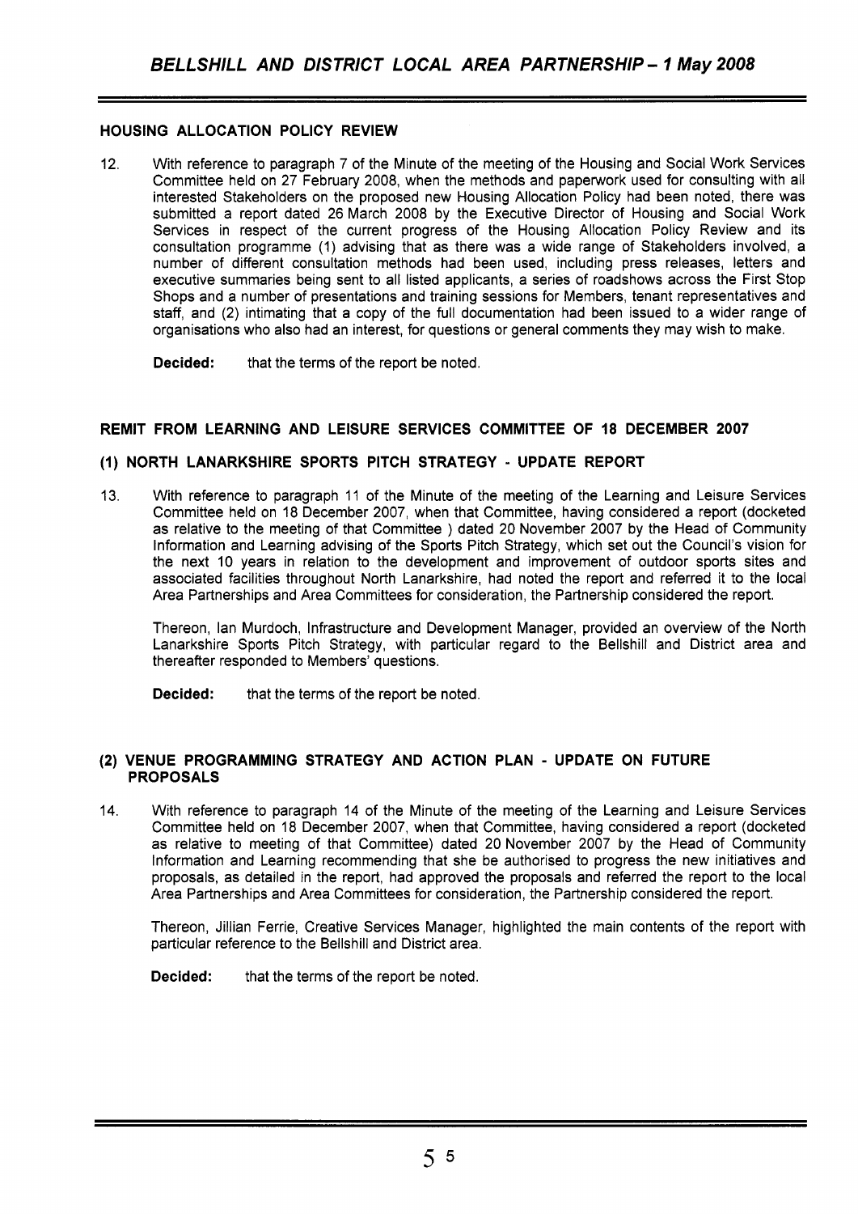## HOUSING ALLOCATION POLICY REVIEW

12. With reference to paragraph 7 of the Minute of the meeting of the Housing and Social Work Services Committee held on 27 February 2008, when the methods and paperwork used for consulting with all interested Stakeholders on the proposed new Housing Allocation Policy had been noted, there was submitted a report dated 26 March 2008 by the Executive Director of Housing and Social Work Services in respect of the current progress of the Housing Allocation Policy Review and its consultation programme (1) advising that as there was a wide range of Stakeholders involved, a number of different consultation methods had been used, including press releases, letters and executive summaries being sent to all listed applicants, a series of roadshows across the First Stop Shops and a number of presentations and training sessions for Members, tenant representatives and staff, and (2) intimating that a copy of the full documentation had been issued to a wider range of organisations who also had an interest, for questions or general comments they may wish to make.

   **Decided:** that the terms of the report be noted.

## REMIT FROM LEARNING AND LEISURE SERVICES COMMITTEE OF 18 DECEMBER 2007

### (1) NORTH LANARKSHIRE SPORTS PITCH STRATEGY - UPDATE REPORT

13. With reference to paragraph 11 of the Minute of the meeting of the Learning and Leisure Services Committee held on 18 December 2007, when that Committee, having considered a report (docketed as relative to the meeting of that Committee ) dated 20 November 2007 by the Head of Community Information and Learning advising of the Sports Pitch Strategy, which set out the Council's vision for the next 10 years in relation to the development and improvement of outdoor sports sites and associated facilities throughout North Lanarkshire, had noted the report and referred it to the local Area Partnerships and Area Committees for consideration, the Partnership considered the report.

   Thereon, Ian Murdoch, Infrastructure and Development Manager, provided an overview of the North Lanarkshire Sports Pitch Strategy, with particular regard to the Bellshill and District area and thereafter responded to Members' questions.

   **Decided:** that the terms of the report be noted.

### (2) VENUE PROGRAMMING STRATEGY AND ACTION PLAN - UPDATE ON FUTURE PROPOSALS

14. With reference to paragraph 14 of the Minute of the meeting of the Learning and Leisure Services Committee held on 18 December 2007, when that Committee, having considered a report (docketed as relative to meeting of that Committee) dated 20 November 2007 by the Head of Community Information and Learning recommending that she be authorised to progress the new initiatives and proposals, as detailed in the report, had approved the proposals and referred the report to the local Area Partnerships and Area Committees for consideration, the Partnership considered the report.

   Thereon, Jillian Ferrie, Creative Services Manager, highlighted the main contents of the report with particular reference to the Bellshill and District area.

   **Decided:** that the terms of the report be noted.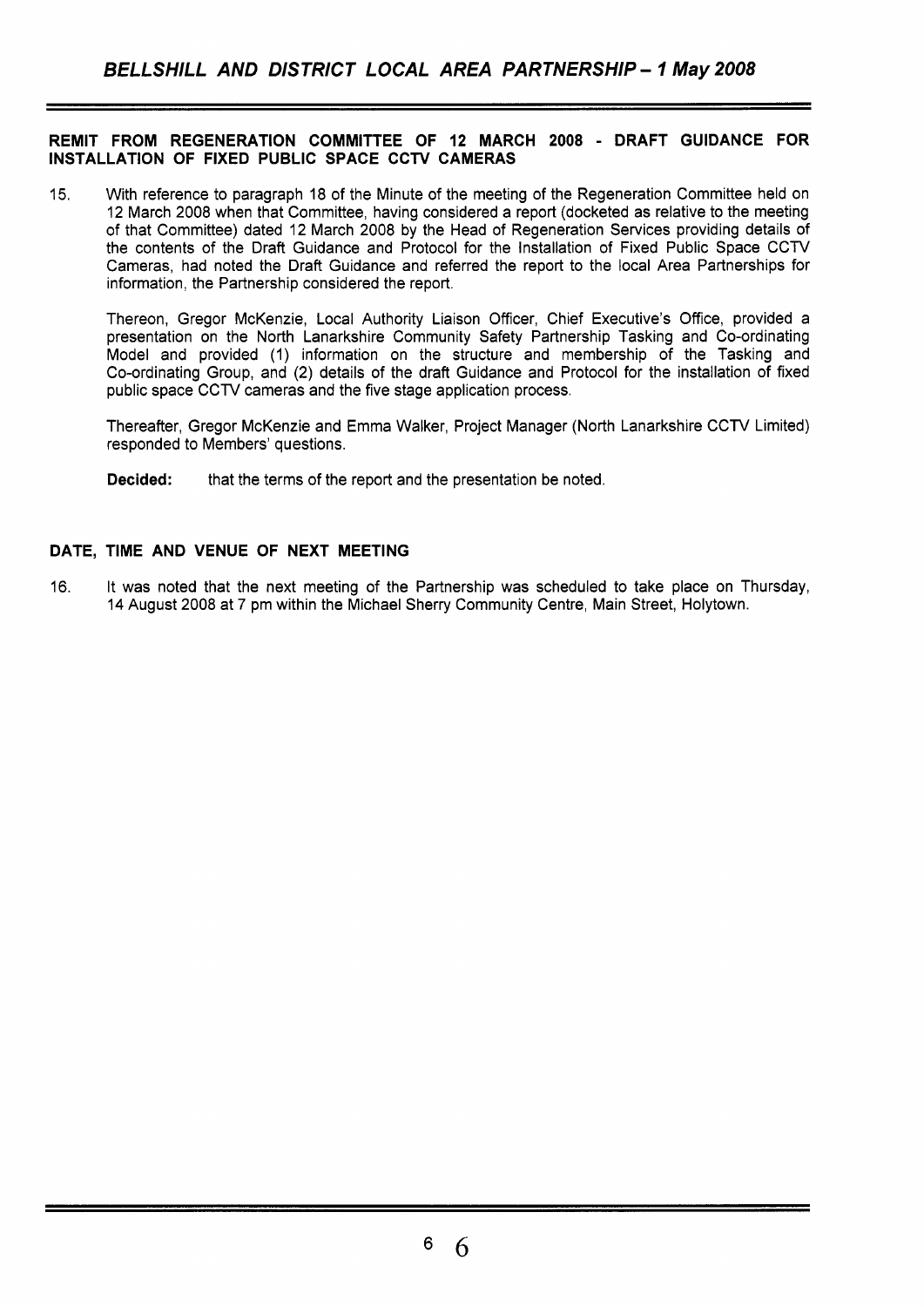**REMIT FROM REGENERATION COMMITTEE OF 12 MARCH 2008 - DRAFT GUIDANCE FOR INSTALLATION OF FIXED PUBLIC SPACE CCTV CAMERAS**

15. With reference to paragraph 18 of the Minute of the meeting of the Regeneration Committee held on 12 March 2008 when that Committee, having considered a report (docketed as relative to the meeting of that Committee) dated 12 March 2008 by the Head of Regeneration Services providing details of the contents of the Draft Guidance and Protocol for the Installation of Fixed Public Space CCTV Cameras, had noted the Draft Guidance and referred the report to the local Area Partnerships for information, the Partnership considered the report.

Thereon, Gregor McKenzie, Local Authority Liaison Officer, Chief Executive's Office, provided a presentation on the North Lanarkshire Community Safety Partnership Tasking and Co-ordinating Model and provided (1) information on the structure and membership of the Tasking and Co-ordinating Group, and (2) details of the draft Guidance and Protocol for the installation of fixed public space CCTV cameras and the five stage application process.

Thereafter, Gregor McKenzie and Emma Walker, Project Manager (North Lanarkshire CCTV Limited) responded to Members' questions.

**Decided:** that the terms of the report and the presentation be noted.

**DATE, TIME AND VENUE OF NEXT MEETING**

16. It was noted that the next meeting of the Partnership was scheduled to take place on Thursday, 14 August 2008 at 7 pm within the Michael Sherry Community Centre, Main Street, Holytown.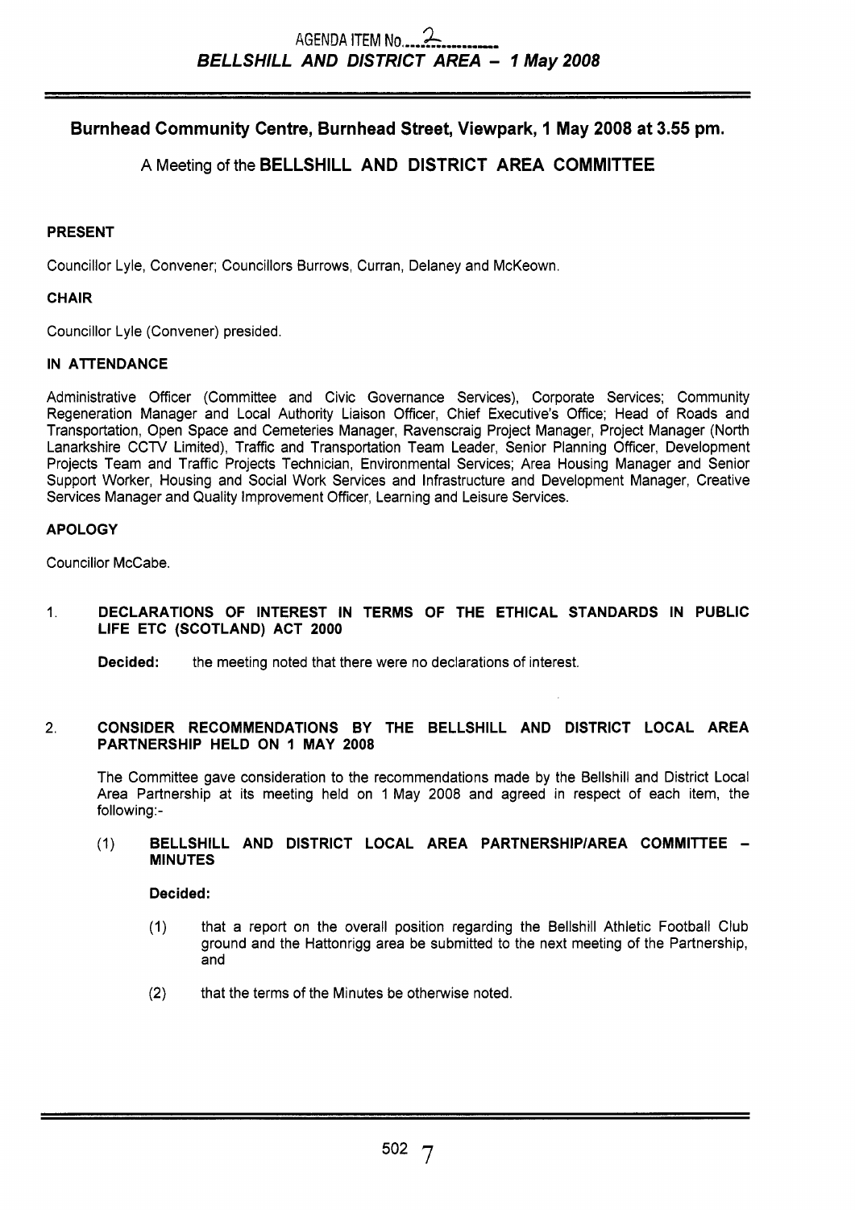AGENDA ITEM No. 2

***BELLSHILL AND DISTRICT AREA – 1 May 2008***

## Burnhead Community Centre, Burnhead Street, Viewpark, 1 May 2008 at 3.55 pm.

### A Meeting of the BELLSHILL AND DISTRICT AREA COMMITTEE

**PRESENT**

Councillor Lyle, Convener; Councillors Burrows, Curran, Delaney and McKeown.

**CHAIR**

Councillor Lyle (Convener) presided.

**IN ATTENDANCE**

Administrative Officer (Committee and Civic Governance Services), Corporate Services; Community Regeneration Manager and Local Authority Liaison Officer, Chief Executive's Office; Head of Roads and Transportation, Open Space and Cemeteries Manager, Ravenscraig Project Manager, Project Manager (North Lanarkshire CCTV Limited), Traffic and Transportation Team Leader, Senior Planning Officer, Development Projects Team and Traffic Projects Technician, Environmental Services; Area Housing Manager and Senior Support Worker, Housing and Social Work Services and Infrastructure and Development Manager, Creative Services Manager and Quality Improvement Officer, Learning and Leisure Services.

**APOLOGY**

Councillor McCabe.

1. **DECLARATIONS OF INTEREST IN TERMS OF THE ETHICAL STANDARDS IN PUBLIC LIFE ETC (SCOTLAND) ACT 2000**

   **Decided:** the meeting noted that there were no declarations of interest.

2. **CONSIDER RECOMMENDATIONS BY THE BELLSHILL AND DISTRICT LOCAL AREA PARTNERSHIP HELD ON 1 MAY 2008**

   The Committee gave consideration to the recommendations made by the Bellshill and District Local Area Partnership at its meeting held on 1 May 2008 and agreed in respect of each item, the following:-

   (1) **BELLSHILL AND DISTRICT LOCAL AREA PARTNERSHIP/AREA COMMITTEE – MINUTES**

   **Decided:**

   (1) that a report on the overall position regarding the Bellshill Athletic Football Club ground and the Hattonrigg area be submitted to the next meeting of the Partnership, and

   (2) that the terms of the Minutes be otherwise noted.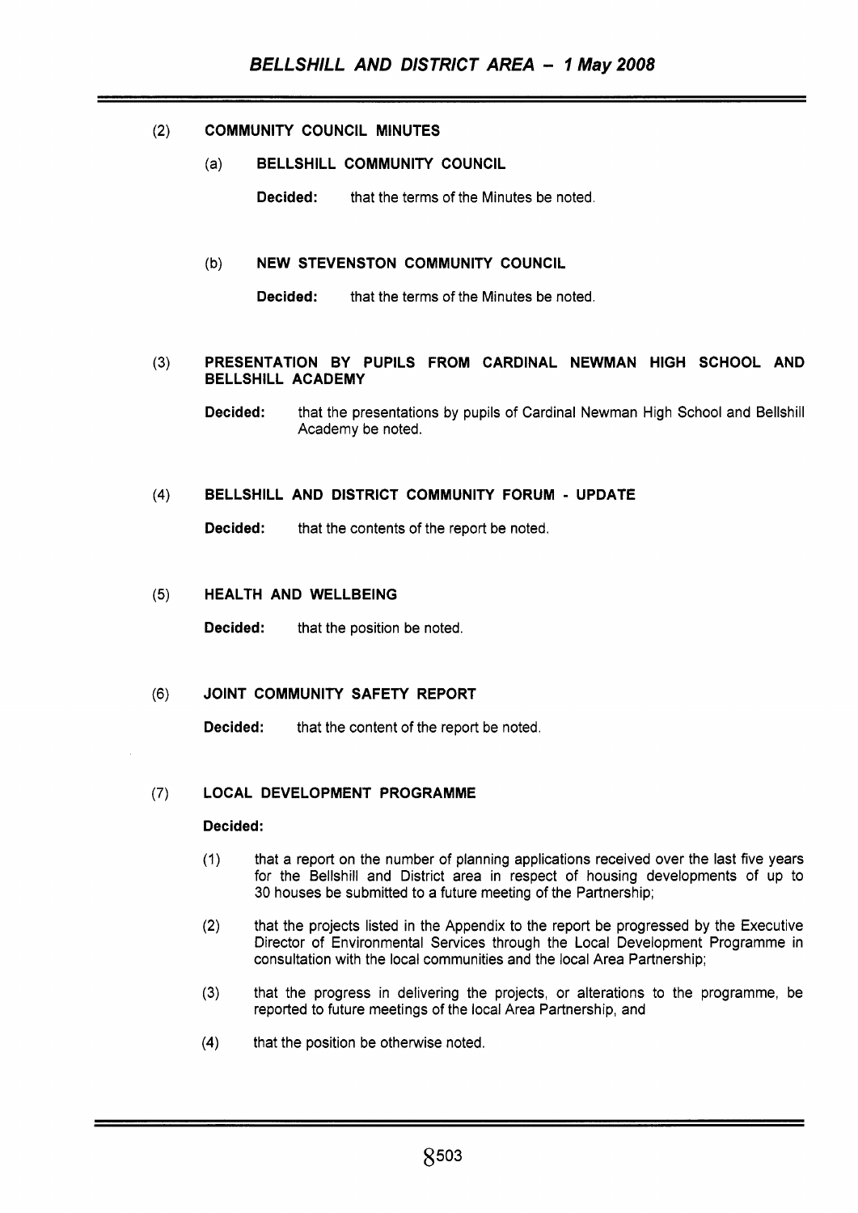(2) **COMMUNITY COUNCIL MINUTES**

(a) **BELLSHILL COMMUNITY COUNCIL**

**Decided:** that the terms of the Minutes be noted.

(b) **NEW STEVENSTON COMMUNITY COUNCIL**

**Decided:** that the terms of the Minutes be noted.

(3) **PRESENTATION BY PUPILS FROM CARDINAL NEWMAN HIGH SCHOOL AND BELLSHILL ACADEMY**

**Decided:** that the presentations by pupils of Cardinal Newman High School and Bellshill Academy be noted.

(4) **BELLSHILL AND DISTRICT COMMUNITY FORUM - UPDATE**

**Decided:** that the contents of the report be noted.

(5) **HEALTH AND WELLBEING**

**Decided:** that the position be noted.

(6) **JOINT COMMUNITY SAFETY REPORT**

**Decided:** that the content of the report be noted.

(7) **LOCAL DEVELOPMENT PROGRAMME**

**Decided:**

(1) that a report on the number of planning applications received over the last five years for the Bellshill and District area in respect of housing developments of up to 30 houses be submitted to a future meeting of the Partnership;

(2) that the projects listed in the Appendix to the report be progressed by the Executive Director of Environmental Services through the Local Development Programme in consultation with the local communities and the local Area Partnership;

(3) that the progress in delivering the projects, or alterations to the programme, be reported to future meetings of the local Area Partnership, and

(4) that the position be otherwise noted.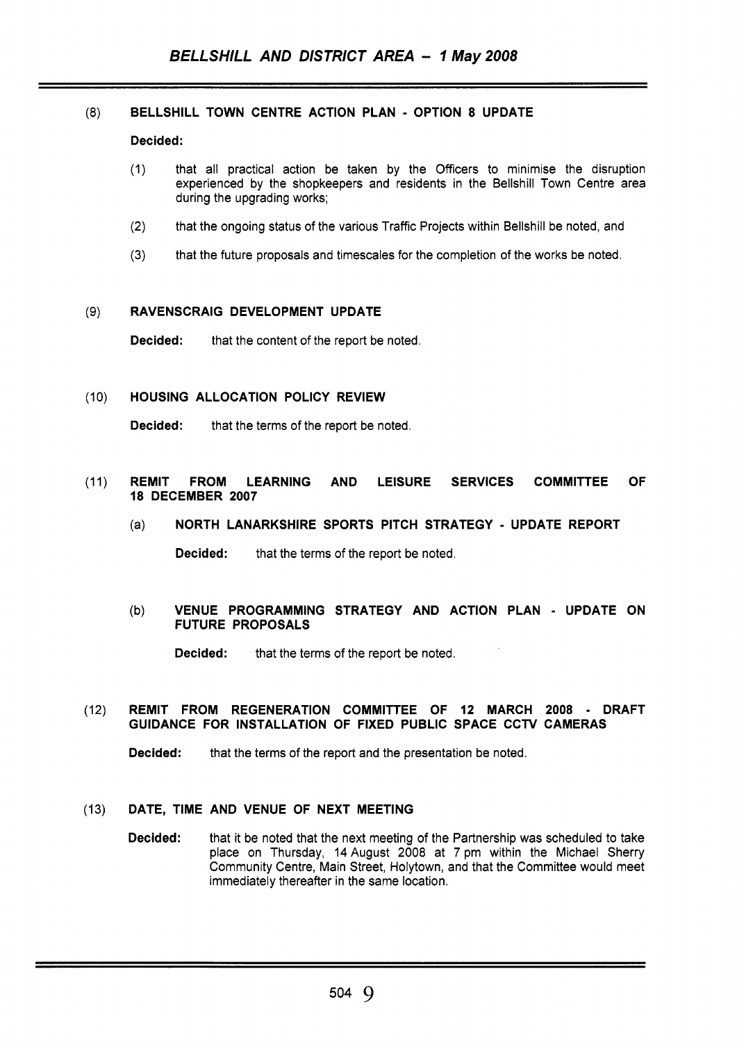## (8) BELLSHILL TOWN CENTRE ACTION PLAN - OPTION 8 UPDATE

**Decided:**

(1) that all practical action be taken by the Officers to minimise the disruption experienced by the shopkeepers and residents in the Bellshill Town Centre area during the upgrading works;

(2) that the ongoing status of the various Traffic Projects within Bellshill be noted, and

(3) that the future proposals and timescales for the completion of the works be noted.

## (9) RAVENSCRAIG DEVELOPMENT UPDATE

**Decided:** that the content of the report be noted.

## (10) HOUSING ALLOCATION POLICY REVIEW

**Decided:** that the terms of the report be noted.

## (11) REMIT FROM LEARNING AND LEISURE SERVICES COMMITTEE OF 18 DECEMBER 2007

### (a) NORTH LANARKSHIRE SPORTS PITCH STRATEGY - UPDATE REPORT

**Decided:** that the terms of the report be noted.

### (b) VENUE PROGRAMMING STRATEGY AND ACTION PLAN - UPDATE ON FUTURE PROPOSALS

**Decided:** that the terms of the report be noted.

## (12) REMIT FROM REGENERATION COMMITTEE OF 12 MARCH 2008 - DRAFT GUIDANCE FOR INSTALLATION OF FIXED PUBLIC SPACE CCTV CAMERAS

**Decided:** that the terms of the report and the presentation be noted.

## (13) DATE, TIME AND VENUE OF NEXT MEETING

**Decided:** that it be noted that the next meeting of the Partnership was scheduled to take place on Thursday, 14 August 2008 at 7 pm within the Michael Sherry Community Centre, Main Street, Holytown, and that the Committee would meet immediately thereafter in the same location.